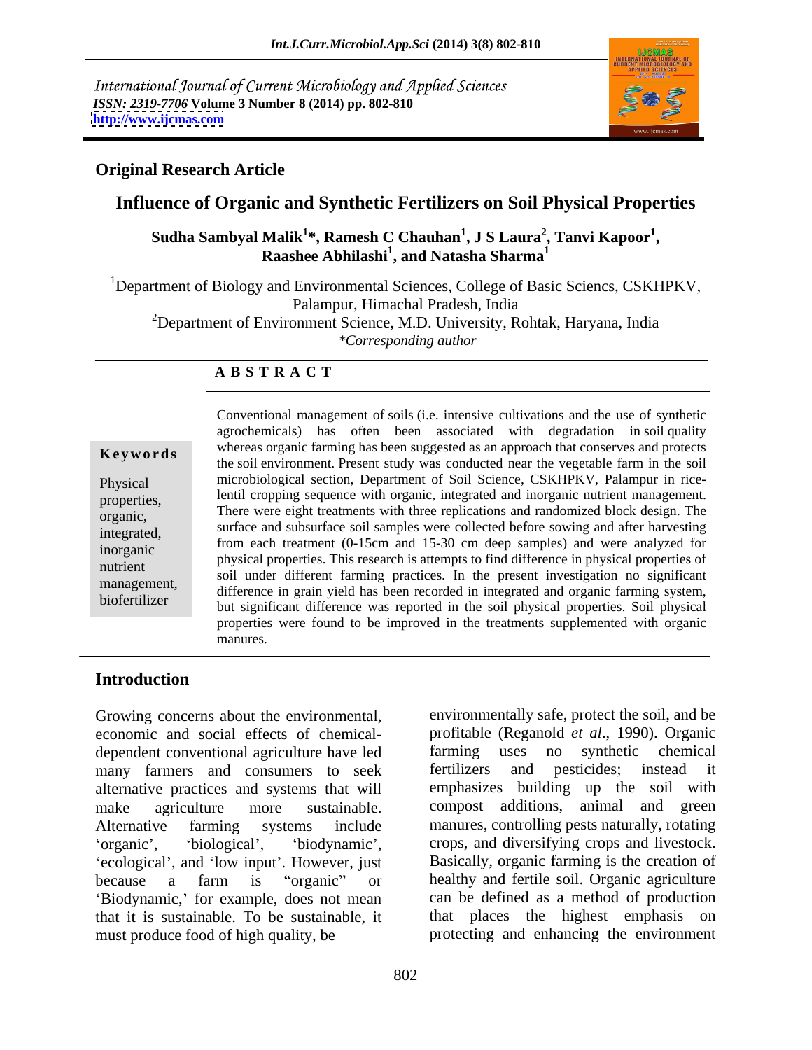International Journal of Current Microbiology and Applied Sciences
*ISSN: 2319-7706* **Volume 3 Number 8 (2014) pp. 802-810**
**http://www.ijcmas.com**

## Original Research Article

# Influence of Organic and Synthetic Fertilizers on Soil Physical Properties

**Sudha Sambyal Malik[1]*, Ramesh C Chauhan[1], J S Laura[2], Tanvi Kapoor[1], Raashee Abhilashi[1], and Natasha Sharma[1]**

[1]Department of Biology and Environmental Sciences, College of Basic Sciencs, CSKHPKV, Palampur, Himachal Pradesh, India

[2]Department of Environment Science, M.D. University, Rohtak, Haryana, India

*\*Corresponding author*

**A B S T R A C T**

**Keywords**

Physical properties, organic, integrated, inorganic nutrient management, biofertilizer

Conventional management of soils (i.e. intensive cultivations and the use of synthetic agrochemicals) has often been associated with degradation in soil quality whereas organic farming has been suggested as an approach that conserves and protects the soil environment. Present study was conducted near the vegetable farm in the soil microbiological section, Department of Soil Science, CSKHPKV, Palampur in rice-lentil cropping sequence with organic, integrated and inorganic nutrient management. There were eight treatments with three replications and randomized block design. The surface and subsurface soil samples were collected before sowing and after harvesting from each treatment (0-15cm and 15-30 cm deep samples) and were analyzed for physical properties. This research is attempts to find difference in physical properties of soil under different farming practices. In the present investigation no significant difference in grain yield has been recorded in integrated and organic farming system, but significant difference was reported in the soil physical properties. Soil physical properties were found to be improved in the treatments supplemented with organic manures.

## Introduction

Growing concerns about the environmental, economic and social effects of chemical-dependent conventional agriculture have led many farmers and consumers to seek alternative practices and systems that will make agriculture more sustainable. Alternative farming systems include 'organic', 'biological', 'biodynamic', 'ecological', and 'low input'. However, just because a farm is "organic" or 'Biodynamic,' for example, does not mean that it is sustainable. To be sustainable, it must produce food of high quality, be environmentally safe, protect the soil, and be profitable (Reganold *et al*., 1990). Organic farming uses no synthetic chemical fertilizers and pesticides; instead it emphasizes building up the soil with compost additions, animal and green manures, controlling pests naturally, rotating crops, and diversifying crops and livestock. Basically, organic farming is the creation of healthy and fertile soil. Organic agriculture can be defined as a method of production that places the highest emphasis on protecting and enhancing the environment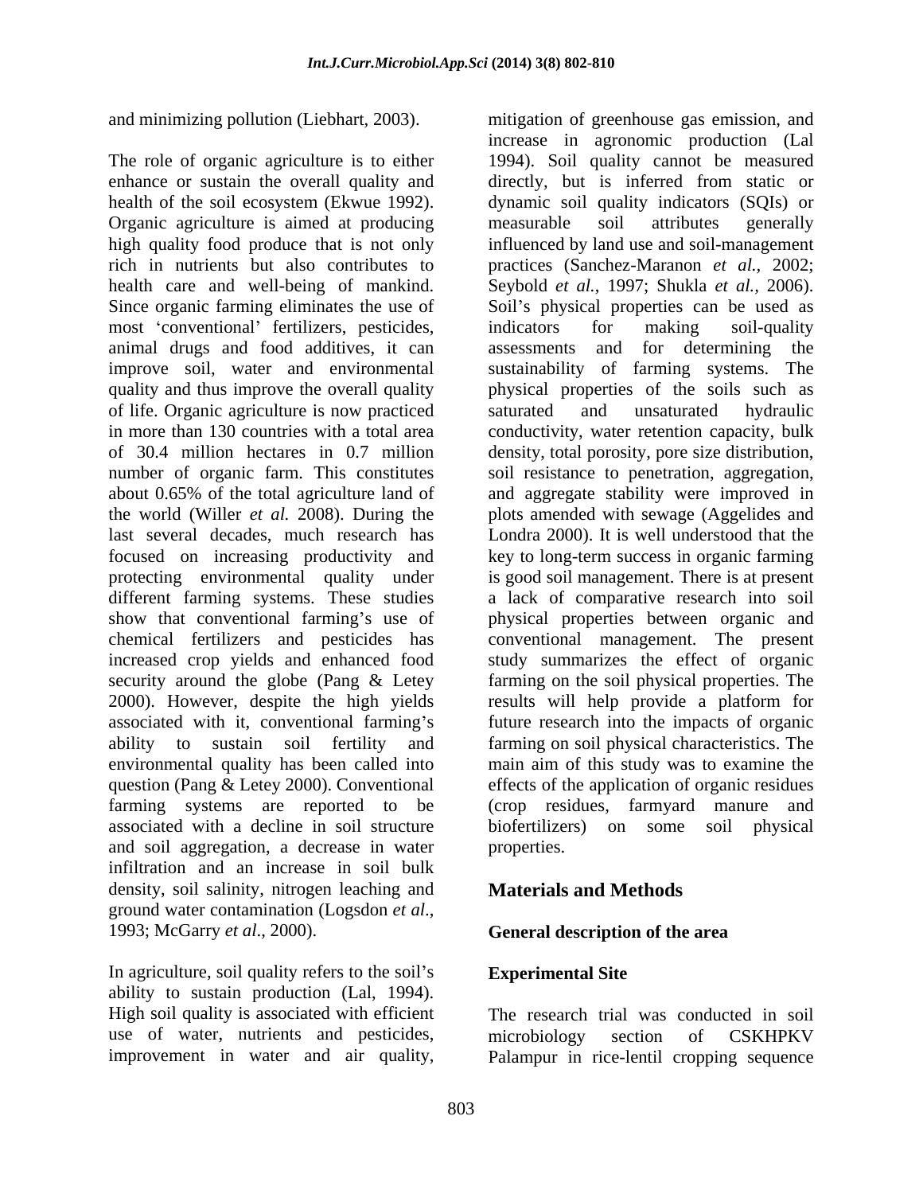and minimizing pollution (Liebhart, 2003).

The role of organic agriculture is to either enhance or sustain the overall quality and health of the soil ecosystem (Ekwue 1992). Organic agriculture is aimed at producing high quality food produce that is not only rich in nutrients but also contributes to health care and well-being of mankind. Since organic farming eliminates the use of most 'conventional' fertilizers, pesticides, animal drugs and food additives, it can improve soil, water and environmental quality and thus improve the overall quality of life. Organic agriculture is now practiced in more than 130 countries with a total area of 30.4 million hectares in 0.7 million number of organic farm. This constitutes about 0.65% of the total agriculture land of the world (Willer *et al.* 2008). During the last several decades, much research has focused on increasing productivity and protecting environmental quality under different farming systems. These studies show that conventional farming's use of chemical fertilizers and pesticides has increased crop yields and enhanced food security around the globe (Pang & Letey 2000). However, despite the high yields associated with it, conventional farming's ability to sustain soil fertility and environmental quality has been called into question (Pang & Letey 2000). Conventional farming systems are reported to be associated with a decline in soil structure and soil aggregation, a decrease in water infiltration and an increase in soil bulk density, soil salinity, nitrogen leaching and ground water contamination (Logsdon *et al*., 1993; McGarry *et al*., 2000).

In agriculture, soil quality refers to the soil's ability to sustain production (Lal, 1994). High soil quality is associated with efficient use of water, nutrients and pesticides, improvement in water and air quality, mitigation of greenhouse gas emission, and increase in agronomic production (Lal 1994). Soil quality cannot be measured directly, but is inferred from static or dynamic soil quality indicators (SQIs) or measurable soil attributes generally influenced by land use and soil-management practices (Sanchez-Maranon *et al.*, 2002; Seybold *et al.*, 1997; Shukla *et al.*, 2006). Soil's physical properties can be used as indicators for making soil-quality assessments and for determining the sustainability of farming systems. The physical properties of the soils such as saturated and unsaturated hydraulic conductivity, water retention capacity, bulk density, total porosity, pore size distribution, soil resistance to penetration, aggregation, and aggregate stability were improved in plots amended with sewage (Aggelides and Londra 2000). It is well understood that the key to long-term success in organic farming is good soil management. There is at present a lack of comparative research into soil physical properties between organic and conventional management. The present study summarizes the effect of organic farming on the soil physical properties. The results will help provide a platform for future research into the impacts of organic farming on soil physical characteristics. The main aim of this study was to examine the effects of the application of organic residues (crop residues, farmyard manure and biofertilizers) on some soil physical properties.

## Materials and Methods

### General description of the area

### Experimental Site

The research trial was conducted in soil microbiology section of CSKHPKV Palampur in rice-lentil cropping sequence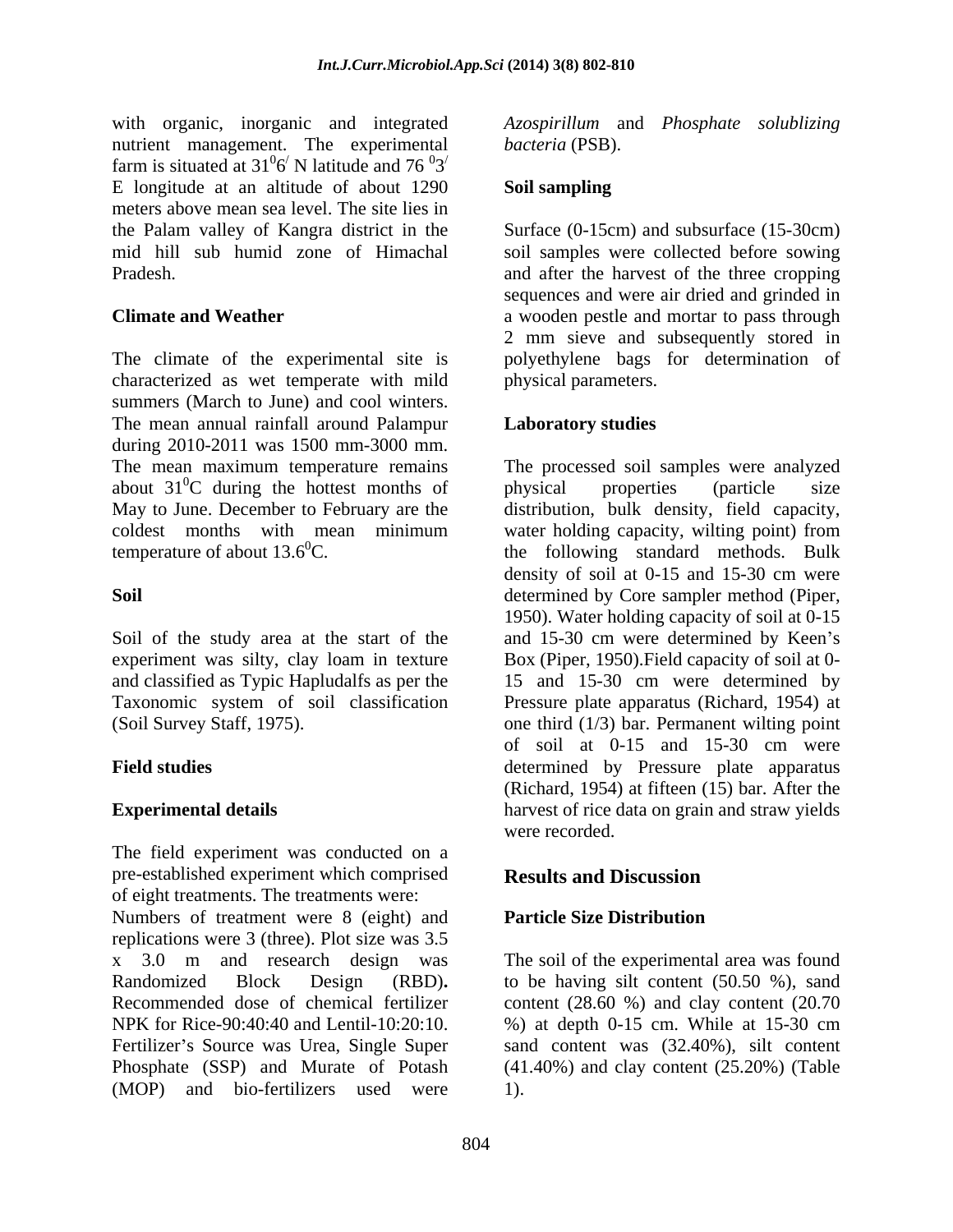with organic, inorganic and integrated nutrient management. The experimental farm is situated at $31^{0}6^{/}$ N latitude and $76\ ^{0}3^{/}$ E longitude at an altitude of about 1290 meters above mean sea level. The site lies in the Palam valley of Kangra district in the mid hill sub humid zone of Himachal Pradesh.

### Climate and Weather

The climate of the experimental site is characterized as wet temperate with mild summers (March to June) and cool winters. The mean annual rainfall around Palampur during 2010-2011 was 1500 mm-3000 mm. The mean maximum temperature remains about $31^{0}$C during the hottest months of May to June. December to February are the coldest months with mean minimum temperature of about $13.6^{0}$C.

### Soil

Soil of the study area at the start of the experiment was silty, clay loam in texture and classified as Typic Hapludalfs as per the Taxonomic system of soil classification (Soil Survey Staff, 1975).

### Field studies

### Experimental details

The field experiment was conducted on a pre-established experiment which comprised of eight treatments. The treatments were:
Numbers of treatment were 8 (eight) and replications were 3 (three). Plot size was 3.5 x 3.0 m and research design was Randomized Block Design (RBD)**.** Recommended dose of chemical fertilizer NPK for Rice-90:40:40 and Lentil-10:20:10. Fertilizer's Source was Urea, Single Super Phosphate (SSP) and Murate of Potash (MOP) and bio-fertilizers used were *Azospirillum* and *Phosphate solublizing bacteria* (PSB).

### Soil sampling

Surface (0-15cm) and subsurface (15-30cm) soil samples were collected before sowing and after the harvest of the three cropping sequences and were air dried and grinded in a wooden pestle and mortar to pass through 2 mm sieve and subsequently stored in polyethylene bags for determination of physical parameters.

### Laboratory studies

The processed soil samples were analyzed physical properties (particle size distribution, bulk density, field capacity, water holding capacity, wilting point) from the following standard methods. Bulk density of soil at 0-15 and 15-30 cm were determined by Core sampler method (Piper, 1950). Water holding capacity of soil at 0-15 and 15-30 cm were determined by Keen's Box (Piper, 1950).Field capacity of soil at 0-15 and 15-30 cm were determined by Pressure plate apparatus (Richard, 1954) at one third (1/3) bar. Permanent wilting point of soil at 0-15 and 15-30 cm were determined by Pressure plate apparatus (Richard, 1954) at fifteen (15) bar. After the harvest of rice data on grain and straw yields were recorded.

## Results and Discussion

### Particle Size Distribution

The soil of the experimental area was found to be having silt content (50.50 %), sand content (28.60 %) and clay content (20.70 %) at depth 0-15 cm. While at 15-30 cm sand content was (32.40%), silt content (41.40%) and clay content (25.20%) (Table 1).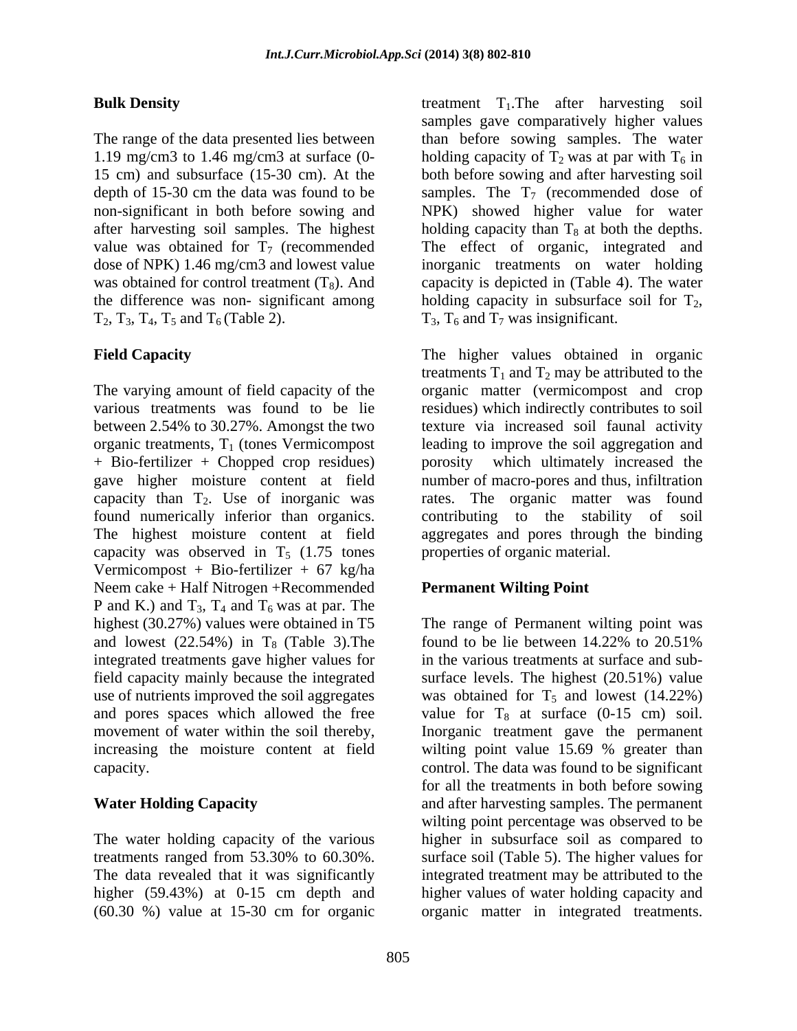## Bulk Density

The range of the data presented lies between 1.19 mg/cm3 to 1.46 mg/cm3 at surface (0-15 cm) and subsurface (15-30 cm). At the depth of 15-30 cm the data was found to be non-significant in both before sowing and after harvesting soil samples. The highest value was obtained for $T_7$ (recommended dose of NPK) 1.46 mg/cm3 and lowest value was obtained for control treatment ($T_8$). And the difference was non- significant among $T_2$, $T_3$, $T_4$, $T_5$ and $T_6$ (Table 2).

## Field Capacity

The varying amount of field capacity of the various treatments was found to be lie between 2.54% to 30.27%. Amongst the two organic treatments, $T_1$ (tones Vermicompost + Bio-fertilizer + Chopped crop residues) gave higher moisture content at field capacity than $T_2$. Use of inorganic was found numerically inferior than organics. The highest moisture content at field capacity was observed in $T_5$ (1.75 tones Vermicompost + Bio-fertilizer + 67 kg/ha Neem cake + Half Nitrogen +Recommended P and K.) and $T_3$, $T_4$ and $T_6$ was at par. The highest (30.27%) values were obtained in T5 and lowest (22.54%) in $T_8$ (Table 3).The integrated treatments gave higher values for field capacity mainly because the integrated use of nutrients improved the soil aggregates and pores spaces which allowed the free movement of water within the soil thereby, increasing the moisture content at field capacity.

## Water Holding Capacity

The water holding capacity of the various treatments ranged from 53.30% to 60.30%. The data revealed that it was significantly higher (59.43%) at 0-15 cm depth and (60.30 %) value at 15-30 cm for organic treatment $T_1$.The after harvesting soil samples gave comparatively higher values than before sowing samples. The water holding capacity of $T_2$ was at par with $T_6$ in both before sowing and after harvesting soil samples. The $T_7$ (recommended dose of NPK) showed higher value for water holding capacity than $T_8$ at both the depths. The effect of organic, integrated and inorganic treatments on water holding capacity is depicted in (Table 4). The water holding capacity in subsurface soil for $T_2$, $T_3$, $T_6$ and $T_7$ was insignificant.

The higher values obtained in organic treatments $T_1$ and $T_2$ may be attributed to the organic matter (vermicompost and crop residues) which indirectly contributes to soil texture via increased soil faunal activity leading to improve the soil aggregation and porosity which ultimately increased the number of macro-pores and thus, infiltration rates. The organic matter was found contributing to the stability of soil aggregates and pores through the binding properties of organic material.

## Permanent Wilting Point

The range of Permanent wilting point was found to be lie between 14.22% to 20.51% in the various treatments at surface and sub-surface levels. The highest (20.51%) value was obtained for $T_5$ and lowest (14.22%) value for $T_8$ at surface (0-15 cm) soil. Inorganic treatment gave the permanent wilting point value 15.69 % greater than control. The data was found to be significant for all the treatments in both before sowing and after harvesting samples. The permanent wilting point percentage was observed to be higher in subsurface soil as compared to surface soil (Table 5). The higher values for integrated treatment may be attributed to the higher values of water holding capacity and organic matter in integrated treatments.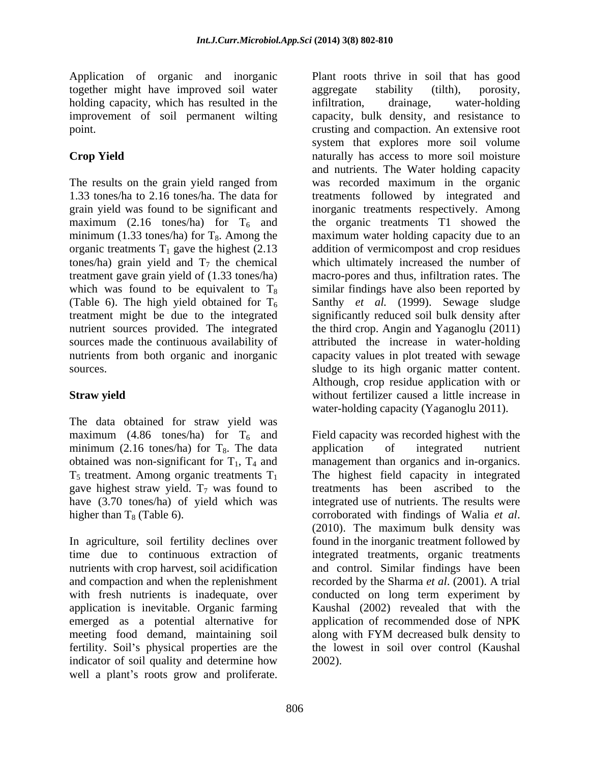Application of organic and inorganic together might have improved soil water holding capacity, which has resulted in the improvement of soil permanent wilting point.

## Crop Yield

The results on the grain yield ranged from 1.33 tones/ha to 2.16 tones/ha. The data for grain yield was found to be significant and maximum (2.16 tones/ha) for $T_6$ and minimum (1.33 tones/ha) for $T_8$. Among the organic treatments $T_1$ gave the highest (2.13 tones/ha) grain yield and $T_7$ the chemical treatment gave grain yield of (1.33 tones/ha) which was found to be equivalent to $T_8$ (Table 6). The high yield obtained for $T_6$ treatment might be due to the integrated nutrient sources provided. The integrated sources made the continuous availability of nutrients from both organic and inorganic sources.

## Straw yield

The data obtained for straw yield was maximum (4.86 tones/ha) for $T_6$ and minimum (2.16 tones/ha) for $T_8$. The data obtained was non-significant for $T_1$, $T_4$ and $T_5$ treatment. Among organic treatments $T_1$ gave highest straw yield. $T_7$ was found to have (3.70 tones/ha) of yield which was higher than $T_8$ (Table 6).

In agriculture, soil fertility declines over time due to continuous extraction of nutrients with crop harvest, soil acidification and compaction and when the replenishment with fresh nutrients is inadequate, over application is inevitable. Organic farming emerged as a potential alternative for meeting food demand, maintaining soil fertility. Soil's physical properties are the indicator of soil quality and determine how well a plant's roots grow and proliferate. Plant roots thrive in soil that has good aggregate stability (tilth), porosity, infiltration, drainage, water-holding capacity, bulk density, and resistance to crusting and compaction. An extensive root system that explores more soil volume naturally has access to more soil moisture and nutrients. The Water holding capacity was recorded maximum in the organic treatments followed by integrated and inorganic treatments respectively. Among the organic treatments T1 showed the maximum water holding capacity due to an addition of vermicompost and crop residues which ultimately increased the number of macro-pores and thus, infiltration rates. The similar findings have also been reported by Santhy *et al.* (1999). Sewage sludge significantly reduced soil bulk density after the third crop. Angin and Yaganoglu (2011) attributed the increase in water-holding capacity values in plot treated with sewage sludge to its high organic matter content. Although, crop residue application with or without fertilizer caused a little increase in water-holding capacity (Yaganoglu 2011).

Field capacity was recorded highest with the application of integrated nutrient management than organics and in-organics. The highest field capacity in integrated treatments has been ascribed to the integrated use of nutrients. The results were corroborated with findings of Walia *et al*. (2010). The maximum bulk density was found in the inorganic treatment followed by integrated treatments, organic treatments and control. Similar findings have been recorded by the Sharma *et al*. (2001). A trial conducted on long term experiment by Kaushal (2002) revealed that with the application of recommended dose of NPK along with FYM decreased bulk density to the lowest in soil over control (Kaushal 2002).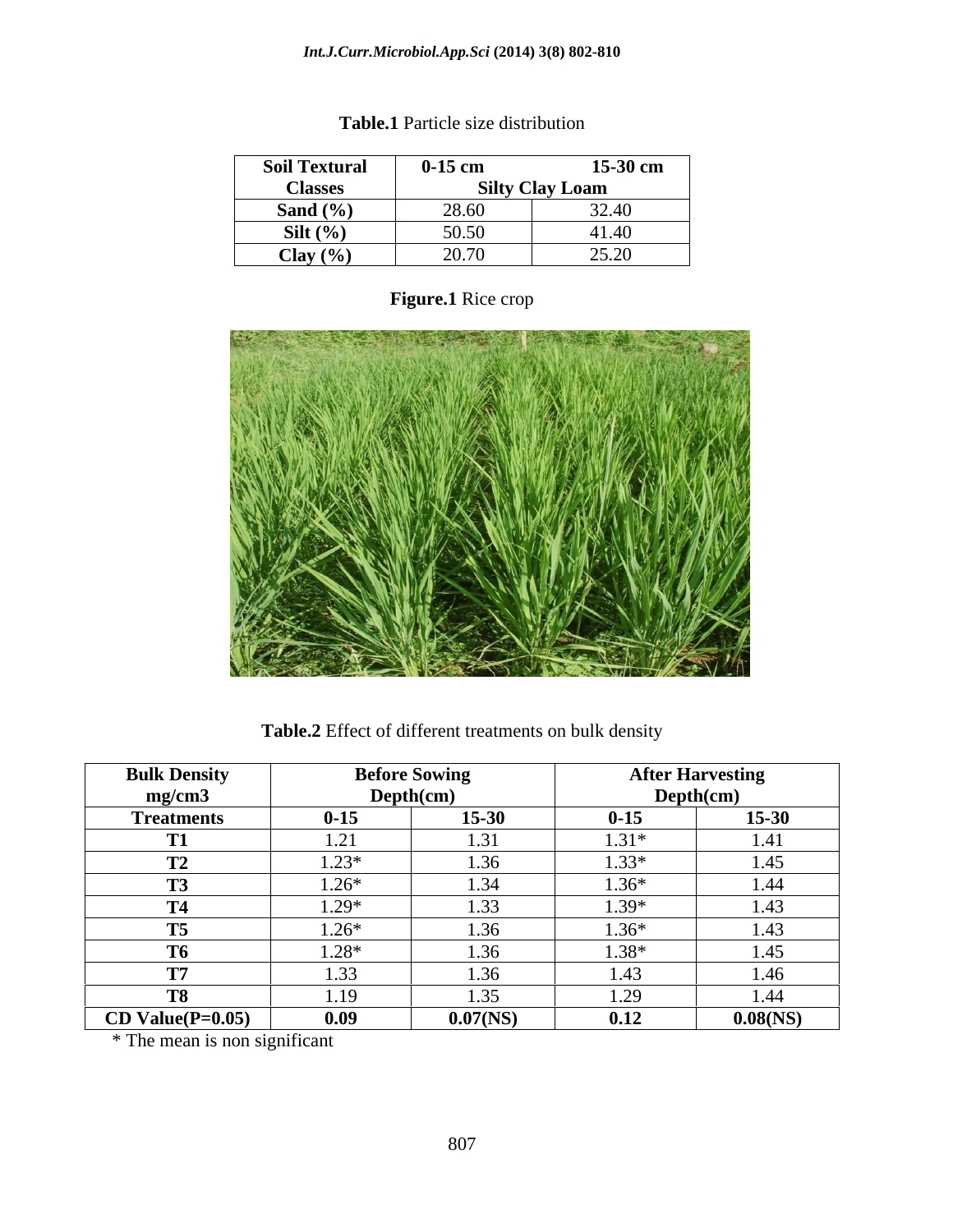**Table.1** Particle size distribution

| Soil Textural Classes | 0-15 cm | 15-30 cm |
|---|---|---|
| | Silty Clay Loam | |
| Sand (%) | 28.60 | 32.40 |
| Silt (%) | 50.50 | 41.40 |
| Clay (%) | 20.70 | 25.20 |

**Figure.1** Rice crop

**Table.2** Effect of different treatments on bulk density

| Bulk Density mg/cm3 | Before Sowing Depth(cm) | | After Harvesting Depth(cm) | |
|---|---|---|---|---|
| Treatments | 0-15 | 15-30 | 0-15 | 15-30 |
| T1 | 1.21 | 1.31 | 1.31* | 1.41 |
| T2 | 1.23* | 1.36 | 1.33* | 1.45 |
| T3 | 1.26* | 1.34 | 1.36* | 1.44 |
| T4 | 1.29* | 1.33 | 1.39* | 1.43 |
| T5 | 1.26* | 1.36 | 1.36* | 1.43 |
| T6 | 1.28* | 1.36 | 1.38* | 1.45 |
| T7 | 1.33 | 1.36 | 1.43 | 1.46 |
| T8 | 1.19 | 1.35 | 1.29 | 1.44 |
| CD Value(P=0.05) | 0.09 | 0.07(NS) | 0.12 | 0.08(NS) |

* The mean is non significant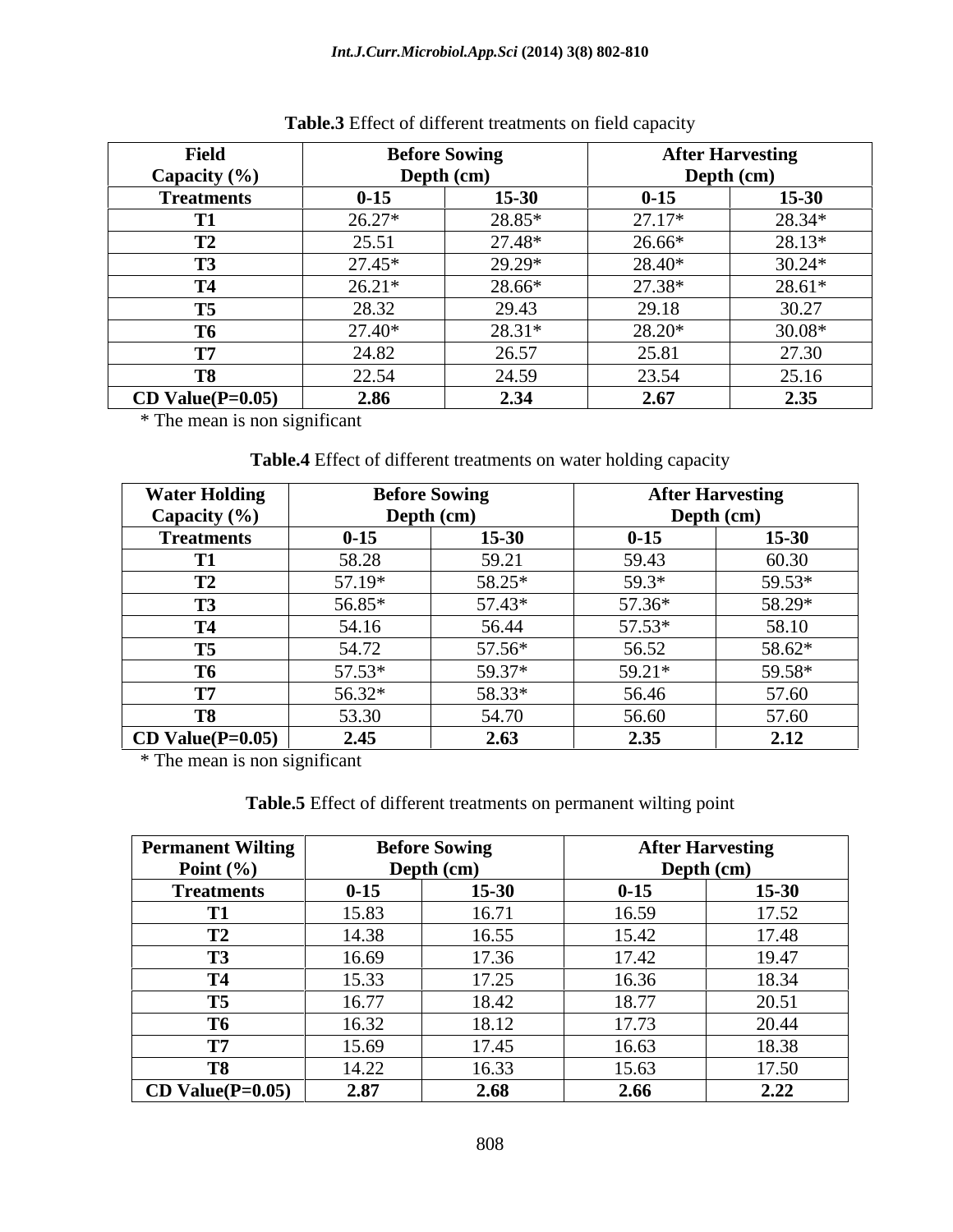**Table.3** Effect of different treatments on field capacity

| Field Capacity (%) | Before Sowing Depth (cm) | | After Harvesting Depth (cm) | |
|---|---|---|---|---|
| **Treatments** | **0-15** | **15-30** | **0-15** | **15-30** |
| **T1** | 26.27* | 28.85* | 27.17* | 28.34* |
| **T2** | 25.51 | 27.48* | 26.66* | 28.13* |
| **T3** | 27.45* | 29.29* | 28.40* | 30.24* |
| **T4** | 26.21* | 28.66* | 27.38* | 28.61* |
| **T5** | 28.32 | 29.43 | 29.18 | 30.27 |
| **T6** | 27.40* | 28.31* | 28.20* | 30.08* |
| **T7** | 24.82 | 26.57 | 25.81 | 27.30 |
| **T8** | 22.54 | 24.59 | 23.54 | 25.16 |
| **CD Value(P=0.05)** | **2.86** | **2.34** | **2.67** | **2.35** |

* The mean is non significant

**Table.4** Effect of different treatments on water holding capacity

| Water Holding Capacity (%) | Before Sowing Depth (cm) | | After Harvesting Depth (cm) | |
|---|---|---|---|---|
| **Treatments** | **0-15** | **15-30** | **0-15** | **15-30** |
| **T1** | 58.28 | 59.21 | 59.43 | 60.30 |
| **T2** | 57.19* | 58.25* | 59.3* | 59.53* |
| **T3** | 56.85* | 57.43* | 57.36* | 58.29* |
| **T4** | 54.16 | 56.44 | 57.53* | 58.10 |
| **T5** | 54.72 | 57.56* | 56.52 | 58.62* |
| **T6** | 57.53* | 59.37* | 59.21* | 59.58* |
| **T7** | 56.32* | 58.33* | 56.46 | 57.60 |
| **T8** | 53.30 | 54.70 | 56.60 | 57.60 |
| **CD Value(P=0.05)** | **2.45** | **2.63** | **2.35** | **2.12** |

* The mean is non significant

**Table.5** Effect of different treatments on permanent wilting point

| Permanent Wilting Point (%) | Before Sowing Depth (cm) | | After Harvesting Depth (cm) | |
|---|---|---|---|---|
| **Treatments** | **0-15** | **15-30** | **0-15** | **15-30** |
| **T1** | 15.83 | 16.71 | 16.59 | 17.52 |
| **T2** | 14.38 | 16.55 | 15.42 | 17.48 |
| **T3** | 16.69 | 17.36 | 17.42 | 19.47 |
| **T4** | 15.33 | 17.25 | 16.36 | 18.34 |
| **T5** | 16.77 | 18.42 | 18.77 | 20.51 |
| **T6** | 16.32 | 18.12 | 17.73 | 20.44 |
| **T7** | 15.69 | 17.45 | 16.63 | 18.38 |
| **T8** | 14.22 | 16.33 | 15.63 | 17.50 |
| **CD Value(P=0.05)** | **2.87** | **2.68** | **2.66** | **2.22** |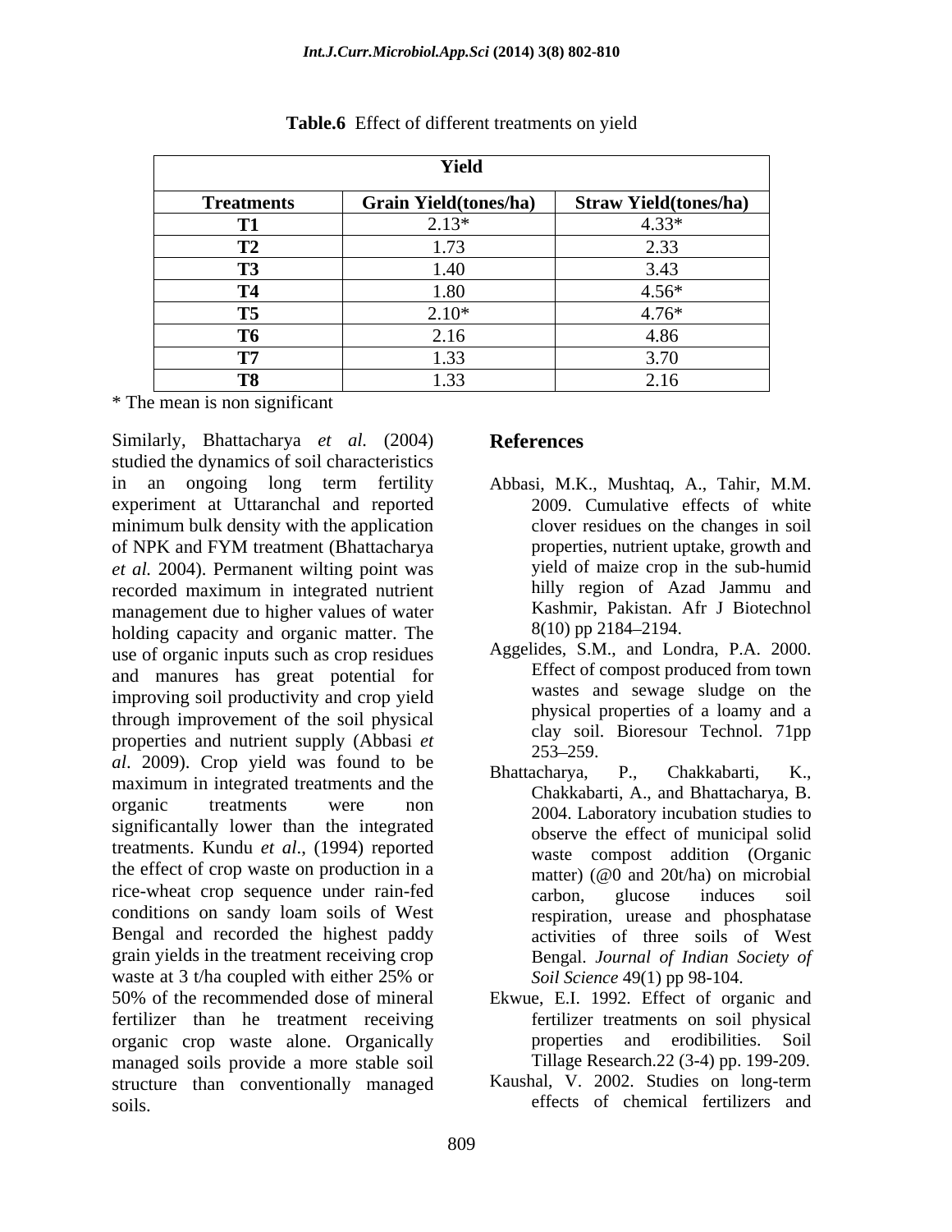**Table.6** Effect of different treatments on yield

| Yield | | |
|---|---|---|
| **Treatments** | **Grain Yield(tones/ha)** | **Straw Yield(tones/ha)** |
| **T1** | 2.13* | 4.33* |
| **T2** | 1.73 | 2.33 |
| **T3** | 1.40 | 3.43 |
| **T4** | 1.80 | 4.56* |
| **T5** | 2.10* | 4.76* |
| **T6** | 2.16 | 4.86 |
| **T7** | 1.33 | 3.70 |
| **T8** | 1.33 | 2.16 |

\* The mean is non significant

Similarly, Bhattacharya *et al.* (2004) studied the dynamics of soil characteristics in an ongoing long term fertility experiment at Uttaranchal and reported minimum bulk density with the application of NPK and FYM treatment (Bhattacharya *et al.* 2004). Permanent wilting point was recorded maximum in integrated nutrient management due to higher values of water holding capacity and organic matter. The use of organic inputs such as crop residues and manures has great potential for improving soil productivity and crop yield through improvement of the soil physical properties and nutrient supply (Abbasi *et al*. 2009). Crop yield was found to be maximum in integrated treatments and the organic treatments were non significantly lower than the integrated treatments. Kundu *et al*., (1994) reported the effect of crop waste on production in a rice-wheat crop sequence under rain-fed conditions on sandy loam soils of West Bengal and recorded the highest paddy grain yields in the treatment receiving crop waste at 3 t/ha coupled with either 25% or 50% of the recommended dose of mineral fertilizer than he treatment receiving organic crop waste alone. Organically managed soils provide a more stable soil structure than conventionally managed soils.

## References

Abbasi, M.K., Mushtaq, A., Tahir, M.M. 2009. Cumulative effects of white clover residues on the changes in soil properties, nutrient uptake, growth and yield of maize crop in the sub-humid hilly region of Azad Jammu and Kashmir, Pakistan. Afr J Biotechnol 8(10) pp 2184–2194.

Aggelides, S.M., and Londra, P.A. 2000. Effect of compost produced from town wastes and sewage sludge on the physical properties of a loamy and a clay soil. Bioresour Technol. 71pp 253–259.

Bhattacharya, P., Chakkabarti, K., Chakkabarti, A., and Bhattacharya, B. 2004. Laboratory incubation studies to observe the effect of municipal solid waste compost addition (Organic matter) (@0 and 20t/ha) on microbial carbon, glucose induces soil respiration, urease and phosphatase activities of three soils of West Bengal. *Journal of Indian Society of Soil Science* 49(1) pp 98-104.

Ekwue, E.I. 1992. Effect of organic and fertilizer treatments on soil physical properties and erodibilities. Soil Tillage Research.22 (3-4) pp. 199-209.

Kaushal, V. 2002. Studies on long-term effects of chemical fertilizers and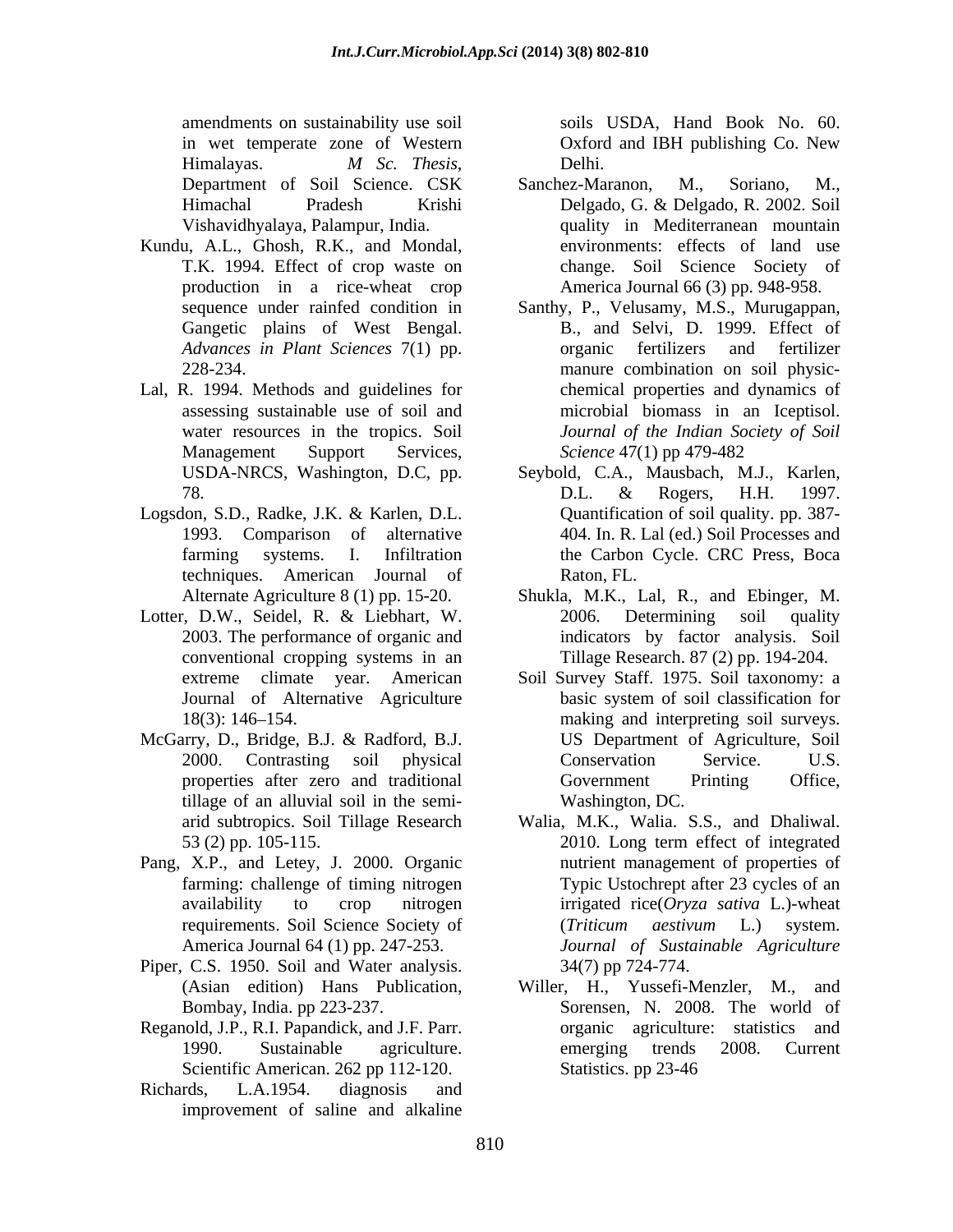amendments on sustainability use soil in wet temperate zone of Western Himalayas. *M Sc. Thesis*, Department of Soil Science. CSK Himachal Pradesh Krishi Vishavidhyalaya, Palampur, India.

Kundu, A.L., Ghosh, R.K., and Mondal, T.K. 1994. Effect of crop waste on production in a rice-wheat crop sequence under rainfed condition in Gangetic plains of West Bengal. *Advances in Plant Sciences* 7(1) pp. 228-234.

Lal, R. 1994. Methods and guidelines for assessing sustainable use of soil and water resources in the tropics. Soil Management Support Services, USDA-NRCS, Washington, D.C, pp. 78.

Logsdon, S.D., Radke, J.K. & Karlen, D.L. 1993. Comparison of alternative farming systems. I. Infiltration techniques. American Journal of Alternate Agriculture 8 (1) pp. 15-20.

Lotter, D.W., Seidel, R. & Liebhart, W. 2003. The performance of organic and conventional cropping systems in an extreme climate year. American Journal of Alternative Agriculture 18(3): 146–154.

McGarry, D., Bridge, B.J. & Radford, B.J. 2000. Contrasting soil physical properties after zero and traditional tillage of an alluvial soil in the semi-arid subtropics. Soil Tillage Research 53 (2) pp. 105-115.

Pang, X.P., and Letey, J. 2000. Organic farming: challenge of timing nitrogen availability to crop nitrogen requirements. Soil Science Society of America Journal 64 (1) pp. 247-253.

Piper, C.S. 1950. Soil and Water analysis. (Asian edition) Hans Publication, Bombay, India. pp 223-237.

Reganold, J.P., R.I. Papandick, and J.F. Parr. 1990. Sustainable agriculture. Scientific American. 262 pp 112-120.

Richards, L.A.1954. diagnosis and improvement of saline and alkaline soils USDA, Hand Book No. 60. Oxford and IBH publishing Co. New Delhi.

Sanchez-Maranon, M., Soriano, M., Delgado, G. & Delgado, R. 2002. Soil quality in Mediterranean mountain environments: effects of land use change. Soil Science Society of America Journal 66 (3) pp. 948-958.

Santhy, P., Velusamy, M.S., Murugappan, B., and Selvi, D. 1999. Effect of organic fertilizers and fertilizer manure combination on soil physic-chemical properties and dynamics of microbial biomass in an Iceptisol. *Journal of the Indian Society of Soil Science* 47(1) pp 479-482

Seybold, C.A., Mausbach, M.J., Karlen, D.L. & Rogers, H.H. 1997. Quantification of soil quality. pp. 387-404. In. R. Lal (ed.) Soil Processes and the Carbon Cycle. CRC Press, Boca Raton, FL.

Shukla, M.K., Lal, R., and Ebinger, M. 2006. Determining soil quality indicators by factor analysis. Soil Tillage Research. 87 (2) pp. 194-204.

Soil Survey Staff. 1975. Soil taxonomy: a basic system of soil classification for making and interpreting soil surveys. US Department of Agriculture, Soil Conservation Service. U.S. Government Printing Office, Washington, DC.

Walia, M.K., Walia. S.S., and Dhaliwal. 2010. Long term effect of integrated nutrient management of properties of Typic Ustochrept after 23 cycles of an irrigated rice(*Oryza sativa* L.)-wheat (*Triticum aestivum* L.) system. *Journal of Sustainable Agriculture* 34(7) pp 724-774.

Willer, H., Yussefi-Menzler, M., and Sorensen, N. 2008. The world of organic agriculture: statistics and emerging trends 2008. Current Statistics. pp 23-46